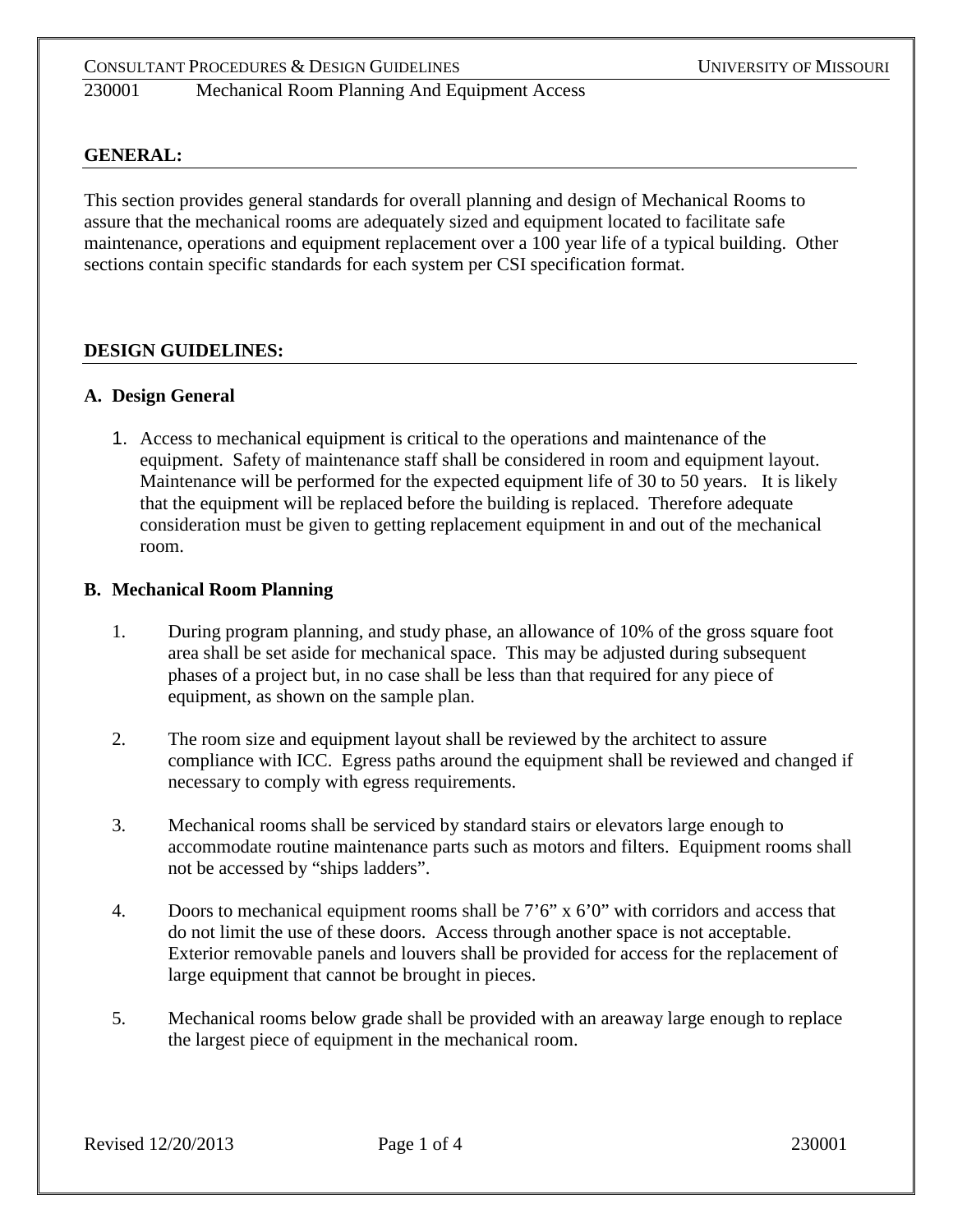## GENERAL:

This section provides general standards for overall planning and design of Mechanical Rooms to assure that the mechanical rooms are adequately sized and equipment located to facilitate safe maintenance, operations and equipment replacement over a 100 year life of a typical building. Other sections contain specific standards for each system per CSI specification format.

## DESIGN GUIDELINES:

### A. Design General

1. Access to mechanical equipment is critical to the operations and maintenance of the equipment. Safety of maintenance staff shall be considered in room and equipment layout. Maintenance will be performed for the expected equipment life of 30 to 50 years. It is likely that the equipment will be replaced before the building is replaced. Therefore adequate consideration must be given to getting replacement equipment in and out of the mechanical room.

### B. Mechanical Room Planning

1. During program planning, and study phase, an allowance of 10% of the gross square foot area shall be set aside for mechanical space. This may be adjusted during subsequent phases of a project but, in no case shall be less than that required for any piece of equipment, as shown on the sample plan.

2. The room size and equipment layout shall be reviewed by the architect to assure compliance with ICC. Egress paths around the equipment shall be reviewed and changed if necessary to comply with egress requirements.

3. Mechanical rooms shall be serviced by standard stairs or elevators large enough to accommodate routine maintenance parts such as motors and filters. Equipment rooms shall not be accessed by "ships ladders".

4. Doors to mechanical equipment rooms shall be 7'6" x 6'0" with corridors and access that do not limit the use of these doors. Access through another space is not acceptable. Exterior removable panels and louvers shall be provided for access for the replacement of large equipment that cannot be brought in pieces.

5. Mechanical rooms below grade shall be provided with an areaway large enough to replace the largest piece of equipment in the mechanical room.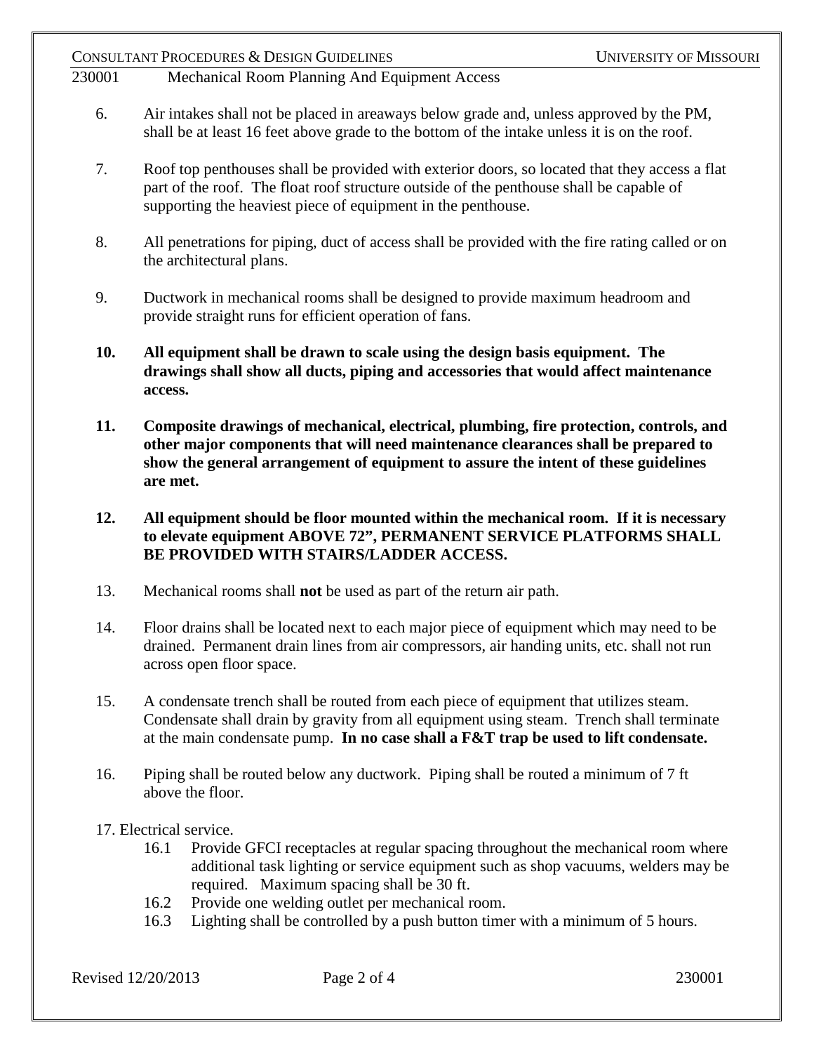6. Air intakes shall not be placed in areaways below grade and, unless approved by the PM, shall be at least 16 feet above grade to the bottom of the intake unless it is on the roof.

7. Roof top penthouses shall be provided with exterior doors, so located that they access a flat part of the roof. The float roof structure outside of the penthouse shall be capable of supporting the heaviest piece of equipment in the penthouse.

8. All penetrations for piping, duct of access shall be provided with the fire rating called or on the architectural plans.

9. Ductwork in mechanical rooms shall be designed to provide maximum headroom and provide straight runs for efficient operation of fans.

**10. All equipment shall be drawn to scale using the design basis equipment. The drawings shall show all ducts, piping and accessories that would affect maintenance access.**

**11. Composite drawings of mechanical, electrical, plumbing, fire protection, controls, and other major components that will need maintenance clearances shall be prepared to show the general arrangement of equipment to assure the intent of these guidelines are met.**

**12. All equipment should be floor mounted within the mechanical room. If it is necessary to elevate equipment ABOVE 72", PERMANENT SERVICE PLATFORMS SHALL BE PROVIDED WITH STAIRS/LADDER ACCESS.**

13. Mechanical rooms shall **not** be used as part of the return air path.

14. Floor drains shall be located next to each major piece of equipment which may need to be drained. Permanent drain lines from air compressors, air handing units, etc. shall not run across open floor space.

15. A condensate trench shall be routed from each piece of equipment that utilizes steam. Condensate shall drain by gravity from all equipment using steam. Trench shall terminate at the main condensate pump. **In no case shall a F&T trap be used to lift condensate.**

16. Piping shall be routed below any ductwork. Piping shall be routed a minimum of 7 ft above the floor.

17. Electrical service.
    - 16.1 Provide GFCI receptacles at regular spacing throughout the mechanical room where additional task lighting or service equipment such as shop vacuums, welders may be required. Maximum spacing shall be 30 ft.
    - 16.2 Provide one welding outlet per mechanical room.
    - 16.3 Lighting shall be controlled by a push button timer with a minimum of 5 hours.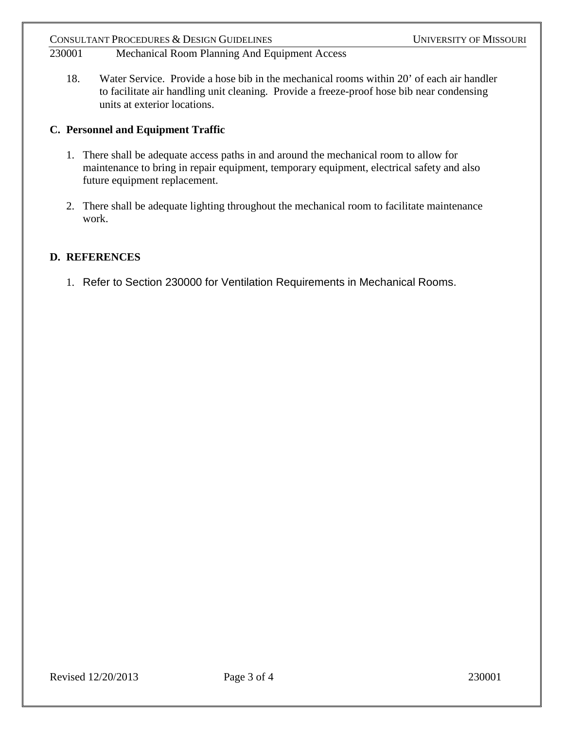18. Water Service. Provide a hose bib in the mechanical rooms within 20’ of each air handler to facilitate air handling unit cleaning. Provide a freeze-proof hose bib near condensing units at exterior locations.

## C. Personnel and Equipment Traffic

1. There shall be adequate access paths in and around the mechanical room to allow for maintenance to bring in repair equipment, temporary equipment, electrical safety and also future equipment replacement.

2. There shall be adequate lighting throughout the mechanical room to facilitate maintenance work.

## D. REFERENCES

1. Refer to Section 230000 for Ventilation Requirements in Mechanical Rooms.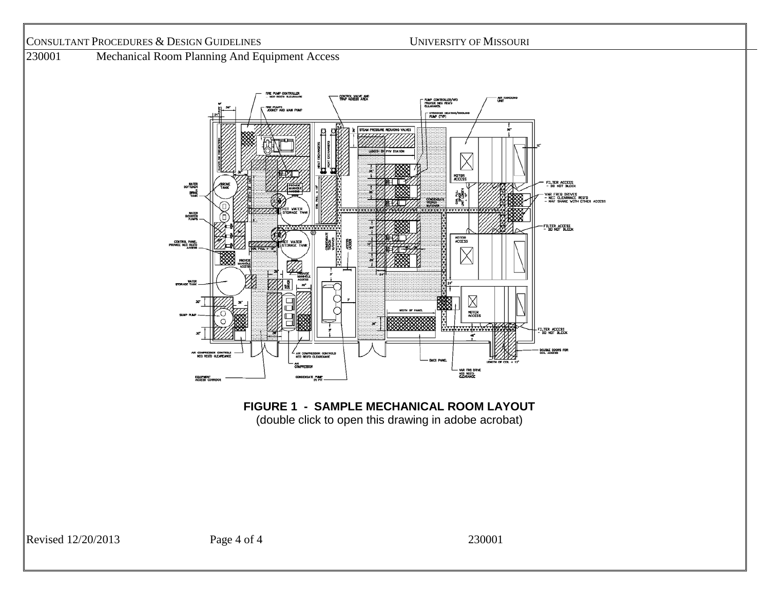**FIGURE 1 - SAMPLE MECHANICAL ROOM LAYOUT**

(double click to open this drawing in adobe acrobat)